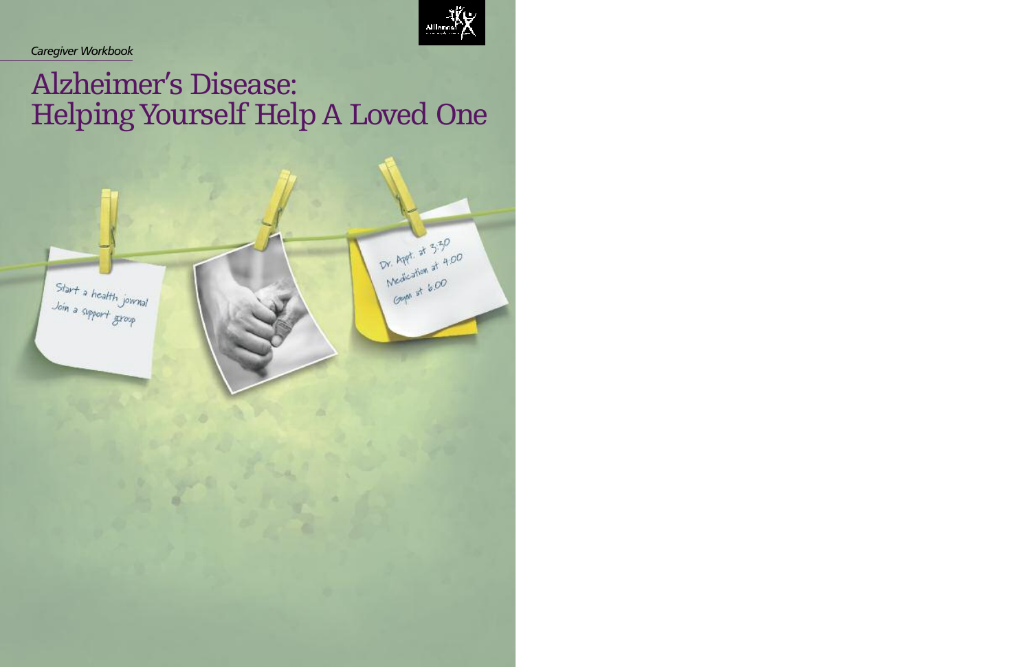*Caregiver Workbook*

# Alzheimer's Disease: Helping Yourself Help A Loved One

Start a health journal
Join a support group

Dr. Appt. at 3:30
Medication at 4:00
Gym at 6:00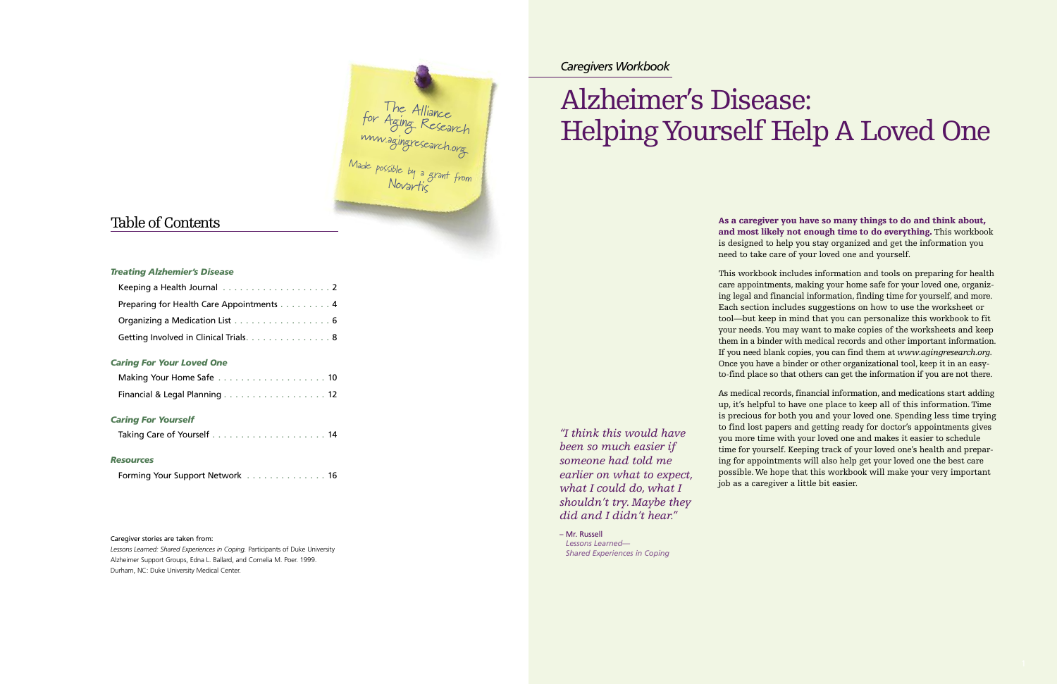The Alliance for Aging Research
www.agingresearch.org
Made possible by a grant from Novartis

## Table of Contents

***Treating Alzhemier's Disease***

| | |
|---|---|
| Keeping a Health Journal | 2 |
| Preparing for Health Care Appointments | 4 |
| Organizing a Medication List | 6 |
| Getting Involved in Clinical Trials | 8 |

***Caring For Your Loved One***

| | |
|---|---|
| Making Your Home Safe | 10 |
| Financial & Legal Planning | 12 |

***Caring For Yourself***

| | |
|---|---|
| Taking Care of Yourself | 14 |

***Resources***

| | |
|---|---|
| Forming Your Support Network | 16 |

Caregiver stories are taken from:
*Lessons Learned: Shared Experiences in Coping.* Participants of Duke University Alzheimer Support Groups, Edna L. Ballard, and Cornelia M. Poer. 1999. Durham, NC: Duke University Medical Center.

*Caregivers Workbook*

# Alzheimer's Disease: Helping Yourself Help A Loved One

*"I think this would have been so much easier if someone had told me earlier on what to expect, what I could do, what I shouldn't try. Maybe they did and I didn't hear."*

– Mr. Russell
*Lessons Learned— Shared Experiences in Coping*

**As a caregiver you have so many things to do and think about, and most likely not enough time to do everything.** This workbook is designed to help you stay organized and get the information you need to take care of your loved one and yourself.

This workbook includes information and tools on preparing for health care appointments, making your home safe for your loved one, organizing legal and financial information, finding time for yourself, and more. Each section includes suggestions on how to use the worksheet or tool—but keep in mind that you can personalize this workbook to fit your needs. You may want to make copies of the worksheets and keep them in a binder with medical records and other important information. If you need blank copies, you can find them at *www.agingresearch.org*. Once you have a binder or other organizational tool, keep it in an easy-to-find place so that others can get the information if you are not there.

As medical records, financial information, and medications start adding up, it's helpful to have one place to keep all of this information. Time is precious for both you and your loved one. Spending less time trying to find lost papers and getting ready for doctor's appointments gives you more time with your loved one and makes it easier to schedule time for yourself. Keeping track of your loved one's health and preparing for appointments will also help get your loved one the best care possible. We hope that this workbook will make your very important job as a caregiver a little bit easier.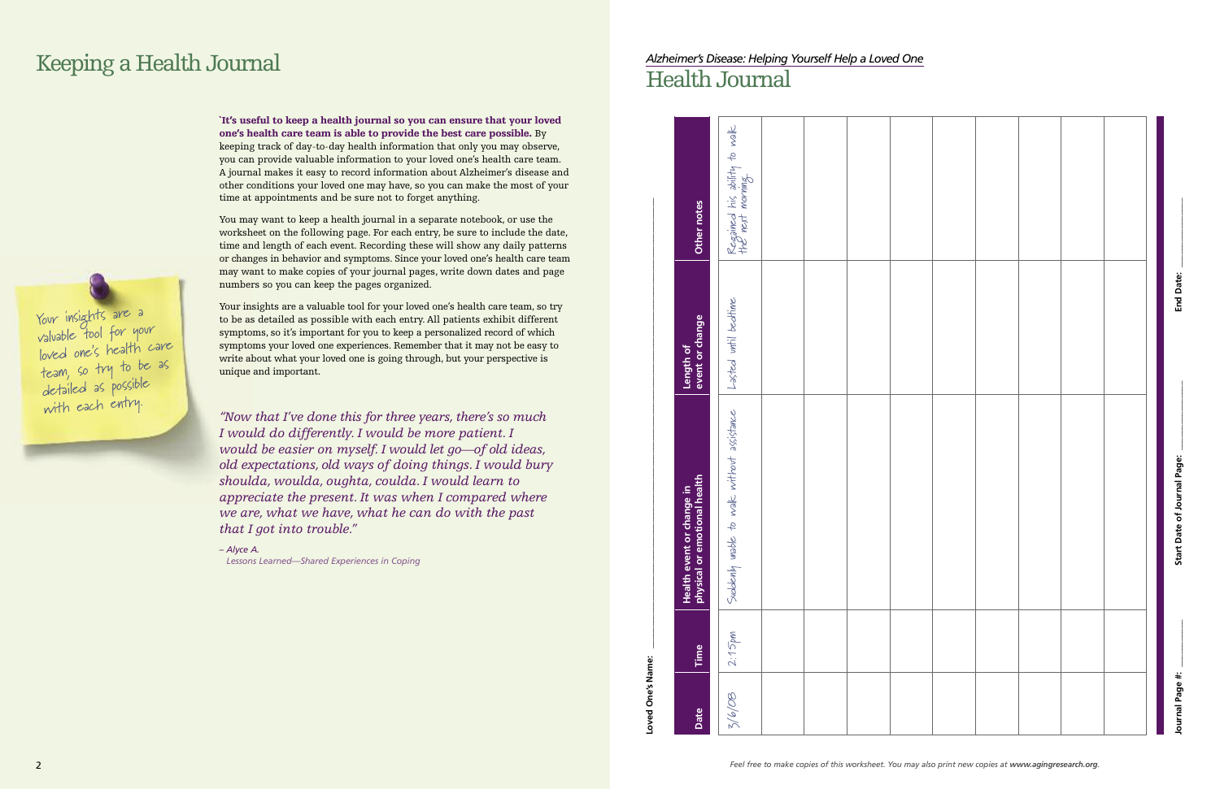# Keeping a Health Journal

**`It's useful to keep a health journal so you can ensure that your loved one's health care team is able to provide the best care possible.** By keeping track of day-to-day health information that only you may observe, you can provide valuable information to your loved one's health care team. A journal makes it easy to record information about Alzheimer's disease and other conditions your loved one may have, so you can make the most of your time at appointments and be sure not to forget anything.

You may want to keep a health journal in a separate notebook, or use the worksheet on the following page. For each entry, be sure to include the date, time and length of each event. Recording these will show any daily patterns or changes in behavior and symptoms. Since your loved one's health care team may want to make copies of your journal pages, write down dates and page numbers so you can keep the pages organized.

Your insights are a valuable tool for your loved one's health care team, so try to be as detailed as possible with each entry. All patients exhibit different symptoms, so it's important for you to keep a personalized record of which symptoms your loved one experiences. Remember that it may not be easy to write about what your loved one is going through, but your perspective is unique and important.

Your insights are a valuable tool for your loved one's health care team, so try to be as detailed as possible with each entry.

*"Now that I've done this for three years, there's so much I would do differently. I would be more patient. I would be easier on myself. I would let go—of old ideas, old expectations, old ways of doing things. I would bury shoulda, woulda, oughta, coulda. I would learn to appreciate the present. It was when I compared where we are, what we have, what he can do with the past that I got into trouble."*

*– Alyce A.*
*Lessons Learned—Shared Experiences in Coping*

*Alzheimer's Disease: Helping Yourself Help a Loved One*

# Health Journal

**Loved One's Name:** ____________

| Date | Time | Health event or change in physical or emotional health | Length of event or change | Other notes |
|---|---|---|---|---|
| 3/6/08 | 2:15pm | Suddenly unable to walk without assistance | Lasted until bedtime | Regained his ability to walk the next morning |
| | | | | |
| | | | | |
| | | | | |
| | | | | |
| | | | | |
| | | | | |
| | | | | |
| | | | | |
| | | | | |

**Journal Page #:** ________ **Start Date of Journal Page:** ________ **End Date:** ________

*Feel free to make copies of this worksheet. You may also print new copies at **www.agingresearch.org**.*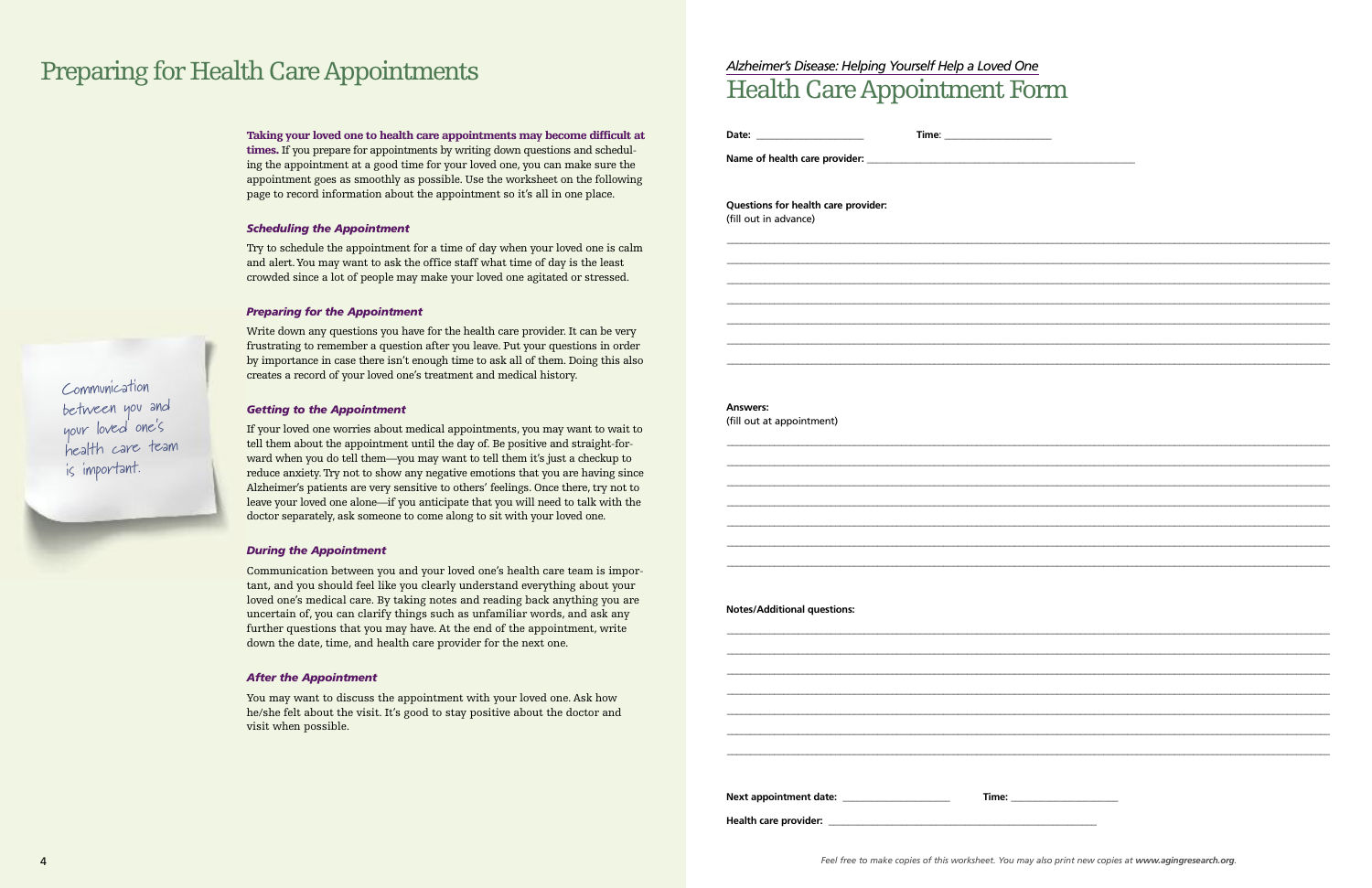# Preparing for Health Care Appointments

Communication between you and your loved one's health care team is important.

**Taking your loved one to health care appointments may become difficult at times.** If you prepare for appointments by writing down questions and scheduling the appointment at a good time for your loved one, you can make sure the appointment goes as smoothly as possible. Use the worksheet on the following page to record information about the appointment so it's all in one place.

### *Scheduling the Appointment*

Try to schedule the appointment for a time of day when your loved one is calm and alert. You may want to ask the office staff what time of day is the least crowded since a lot of people may make your loved one agitated or stressed.

### *Preparing for the Appointment*

Write down any questions you have for the health care provider. It can be very frustrating to remember a question after you leave. Put your questions in order by importance in case there isn't enough time to ask all of them. Doing this also creates a record of your loved one's treatment and medical history.

### *Getting to the Appointment*

If your loved one worries about medical appointments, you may want to wait to tell them about the appointment until the day of. Be positive and straight-forward when you do tell them—you may want to tell them it's just a checkup to reduce anxiety. Try not to show any negative emotions that you are having since Alzheimer's patients are very sensitive to others' feelings. Once there, try not to leave your loved one alone—if you anticipate that you will need to talk with the doctor separately, ask someone to come along to sit with your loved one.

### *During the Appointment*

Communication between you and your loved one's health care team is important, and you should feel like you clearly understand everything about your loved one's medical care. By taking notes and reading back anything you are uncertain of, you can clarify things such as unfamiliar words, and ask any further questions that you may have. At the end of the appointment, write down the date, time, and health care provider for the next one.

### *After the Appointment*

You may want to discuss the appointment with your loved one. Ask how he/she felt about the visit. It's good to stay positive about the doctor and visit when possible.

*Alzheimer's Disease: Helping Yourself Help a Loved One*

# Health Care Appointment Form

**Date:** ____________________ **Time:** ____________________

**Name of health care provider:** ________________________________________________

**Questions for health care provider:**
(fill out in advance)

________________________________________________________________________________
________________________________________________________________________________
________________________________________________________________________________
________________________________________________________________________________
________________________________________________________________________________
________________________________________________________________________________
________________________________________________________________________________

**Answers:**
(fill out at appointment)

________________________________________________________________________________
________________________________________________________________________________
________________________________________________________________________________
________________________________________________________________________________
________________________________________________________________________________
________________________________________________________________________________
________________________________________________________________________________

**Notes/Additional questions:**

________________________________________________________________________________
________________________________________________________________________________
________________________________________________________________________________
________________________________________________________________________________
________________________________________________________________________________
________________________________________________________________________________
________________________________________________________________________________

**Next appointment date:** ____________________ **Time:** ____________________

**Health care provider:** ________________________________________________

*Feel free to make copies of this worksheet. You may also print new copies at **www.agingresearch.org**.*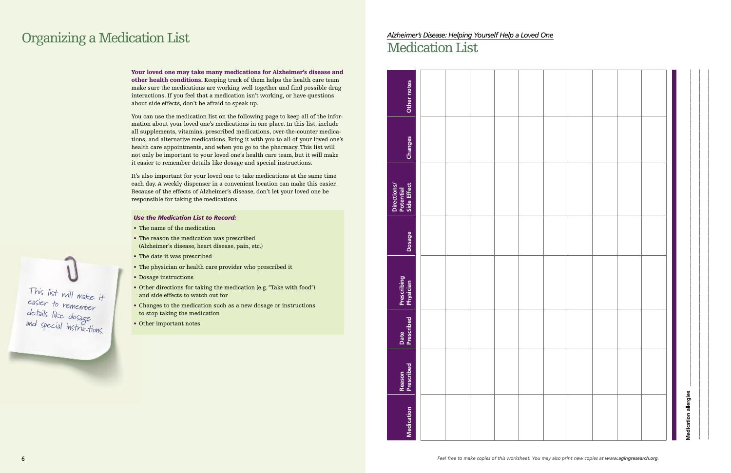# Organizing a Medication List

**Your loved one may take many medications for Alzheimer's disease and other health conditions.** Keeping track of them helps the health care team make sure the medications are working well together and find possible drug interactions. If you feel that a medication isn't working, or have questions about side effects, don't be afraid to speak up.

You can use the medication list on the following page to keep all of the information about your loved one's medications in one place. In this list, include all supplements, vitamins, prescribed medications, over-the-counter medications, and alternative medications. Bring it with you to all of your loved one's health care appointments, and when you go to the pharmacy. This list will not only be important to your loved one's health care team, but it will make it easier to remember details like dosage and special instructions.

It's also important for your loved one to take medications at the same time each day. A weekly dispenser in a convenient location can make this easier. Because of the effects of Alzheimer's disease, don't let your loved one be responsible for taking the medications.

***Use the Medication List to Record:***

- The name of the medication
- The reason the medication was prescribed (Alzheimer's disease, heart disease, pain, etc.)
- The date it was prescribed
- The physician or health care provider who prescribed it
- Dosage instructions
- Other directions for taking the medication (e.g. "Take with food") and side effects to watch out for
- Changes to the medication such as a new dosage or instructions to stop taking the medication
- Other important notes

This list will make it easier to remember details like dosage and special instructions.

*Alzheimer's Disease: Helping Yourself Help a Loved One*

# Medication List

| Medication | Reason Prescribed | Date Prescribed | Prescribing Physician | Dosage | Directions/ Potential Side Effect | Changes | Other notes |
|---|---|---|---|---|---|---|---|
| | | | | | | | |
| | | | | | | | |
| | | | | | | | |
| | | | | | | | |
| | | | | | | | |
| | | | | | | | |
| | | | | | | | |
| | | | | | | | |
| | | | | | | | |
| | | | | | | | |

Medication allergies ______________________________

*Feel free to make copies of this worksheet. You may also print new copies at **www.agingresearch.org**.*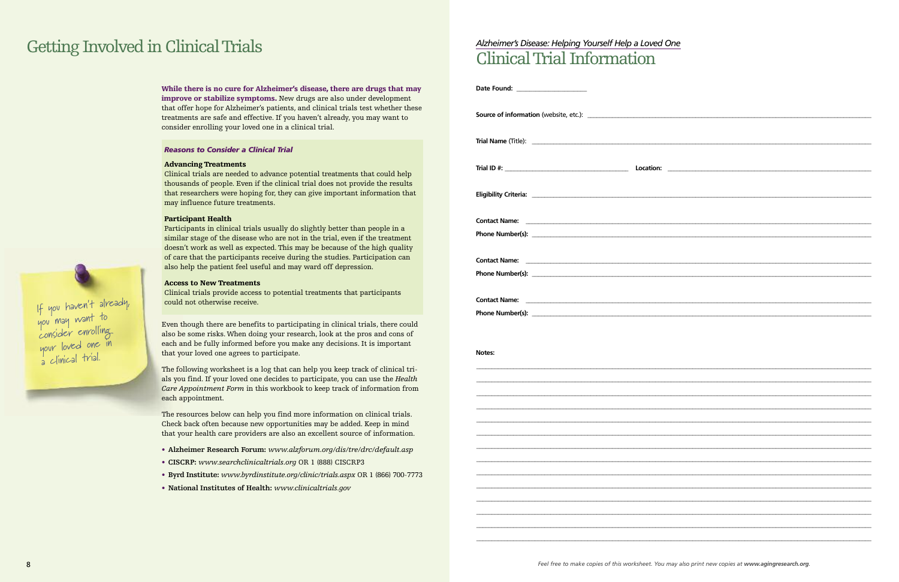# Getting Involved in Clinical Trials

**While there is no cure for Alzheimer's disease, there are drugs that may improve or stabilize symptoms.** New drugs are also under development that offer hope for Alzheimer's patients, and clinical trials test whether these treatments are safe and effective. If you haven't already, you may want to consider enrolling your loved one in a clinical trial.

### *Reasons to Consider a Clinical Trial*

**Advancing Treatments**
Clinical trials are needed to advance potential treatments that could help thousands of people. Even if the clinical trial does not provide the results that researchers were hoping for, they can give important information that may influence future treatments.

**Participant Health**
Participants in clinical trials usually do slightly better than people in a similar stage of the disease who are not in the trial, even if the treatment doesn't work as well as expected. This may be because of the high quality of care that the participants receive during the studies. Participation can also help the patient feel useful and may ward off depression.

**Access to New Treatments**
Clinical trials provide access to potential treatments that participants could not otherwise receive.

If you haven't already, you may want to consider enrolling your loved one in a clinical trial.

Even though there are benefits to participating in clinical trials, there could also be some risks. When doing your research, look at the pros and cons of each and be fully informed before you make any decisions. It is important that your loved one agrees to participate.

The following worksheet is a log that can help you keep track of clinical trials you find. If your loved one decides to participate, you can use the *Health Care Appointment Form* in this workbook to keep track of information from each appointment.

The resources below can help you find more information on clinical trials. Check back often because new opportunities may be added. Keep in mind that your health care providers are also an excellent source of information.

- **Alzheimer Research Forum:** *www.alzforum.org/dis/tre/drc/default.asp*
- **CISCRP:** *www.searchclinicaltrials.org* OR 1 (888) CISCRP3
- **Byrd Institute:** *www.byrdinstitute.org/clinic/trials.aspx* OR 1 (866) 700-7773
- **National Institutes of Health:** *www.clinicaltrials.gov*

*Alzheimer's Disease: Helping Yourself Help a Loved One*

# Clinical Trial Information

**Date Found:** ____________________

**Source of information** (website, etc.): ____________________

**Trial Name** (Title): ____________________

**Trial ID #:** ____________________ **Location:** ____________________

**Eligibility Criteria:** ____________________

**Contact Name:** ____________________
**Phone Number(s):** ____________________

**Contact Name:** ____________________
**Phone Number(s):** ____________________

**Contact Name:** ____________________
**Phone Number(s):** ____________________

**Notes:**

____________________

*Feel free to make copies of this worksheet. You may also print new copies at **www.agingresearch.org**.*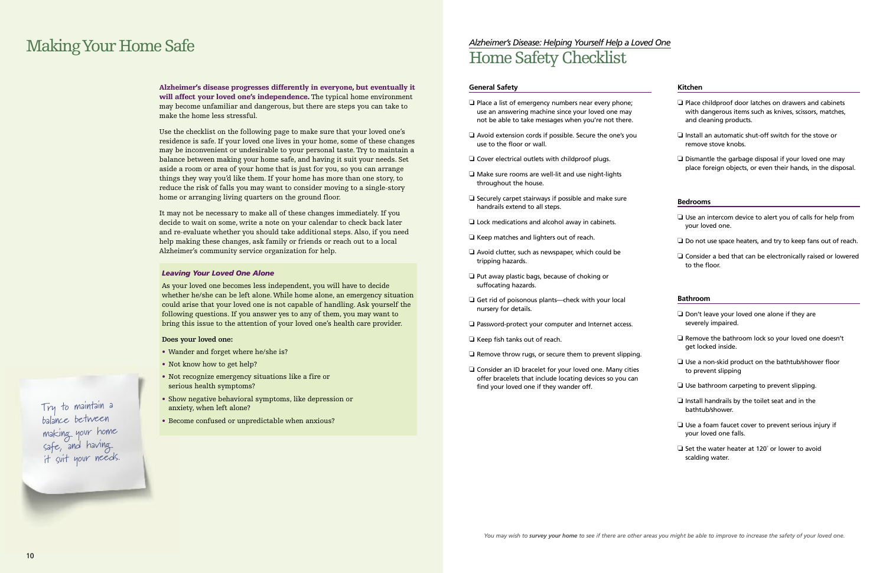# Making Your Home Safe

**Alzheimer's disease progresses differently in everyone, but eventually it will affect your loved one's independence.** The typical home environment may become unfamiliar and dangerous, but there are steps you can take to make the home less stressful.

Use the checklist on the following page to make sure that your loved one's residence is safe. If your loved one lives in your home, some of these changes may be inconvenient or undesirable to your personal taste. Try to maintain a balance between making your home safe, and having it suit your needs. Set aside a room or area of your home that is just for you, so you can arrange things they way you'd like them. If your home has more than one story, to reduce the risk of falls you may want to consider moving to a single-story home or arranging living quarters on the ground floor.

It may not be necessary to make all of these changes immediately. If you decide to wait on some, write a note on your calendar to check back later and re-evaluate whether you should take additional steps. Also, if you need help making these changes, ask family or friends or reach out to a local Alzheimer's community service organization for help.

### *Leaving Your Loved One Alone*

As your loved one becomes less independent, you will have to decide whether he/she can be left alone. While home alone, an emergency situation could arise that your loved one is not capable of handling. Ask yourself the following questions. If you answer yes to any of them, you may want to bring this issue to the attention of your loved one's health care provider.

**Does your loved one:**

- Wander and forget where he/she is?
- Not know how to get help?
- Not recognize emergency situations like a fire or serious health symptoms?
- Show negative behavioral symptoms, like depression or anxiety, when left alone?
- Become confused or unpredictable when anxious?

Try to maintain a balance between making your home safe, and having it suit your needs.

*Alzheimer's Disease: Helping Yourself Help a Loved One*

# Home Safety Checklist

### General Safety

- ❑ Place a list of emergency numbers near every phone; use an answering machine since your loved one may not be able to take messages when you're not there.
- ❑ Avoid extension cords if possible. Secure the one's you use to the floor or wall.
- ❑ Cover electrical outlets with childproof plugs.
- ❑ Make sure rooms are well-lit and use night-lights throughout the house.
- ❑ Securely carpet stairways if possible and make sure handrails extend to all steps.
- ❑ Lock medications and alcohol away in cabinets.
- ❑ Keep matches and lighters out of reach.
- ❑ Avoid clutter, such as newspaper, which could be tripping hazards.
- ❑ Put away plastic bags, because of choking or suffocating hazards.
- ❑ Get rid of poisonous plants—check with your local nursery for details.
- ❑ Password-protect your computer and Internet access.
- ❑ Keep fish tanks out of reach.
- ❑ Remove throw rugs, or secure them to prevent slipping.
- ❑ Consider an ID bracelet for your loved one. Many cities offer bracelets that include locating devices so you can find your loved one if they wander off.

### Kitchen

- ❑ Place childproof door latches on drawers and cabinets with dangerous items such as knives, scissors, matches, and cleaning products.
- ❑ Install an automatic shut-off switch for the stove or remove stove knobs.
- ❑ Dismantle the garbage disposal if your loved one may place foreign objects, or even their hands, in the disposal.

### Bedrooms

- ❑ Use an intercom device to alert you of calls for help from your loved one.
- ❑ Do not use space heaters, and try to keep fans out of reach.
- ❑ Consider a bed that can be electronically raised or lowered to the floor.

### Bathroom

- ❑ Don't leave your loved one alone if they are severely impaired.
- ❑ Remove the bathroom lock so your loved one doesn't get locked inside.
- ❑ Use a non-skid product on the bathtub/shower floor to prevent slipping
- ❑ Use bathroom carpeting to prevent slipping.
- ❑ Install handrails by the toilet seat and in the bathtub/shower.
- ❑ Use a foam faucet cover to prevent serious injury if your loved one falls.
- ❑ Set the water heater at 120˚ or lower to avoid scalding water.

*You may wish to* ***survey your home*** *to see if there are other areas you might be able to improve to increase the safety of your loved one.*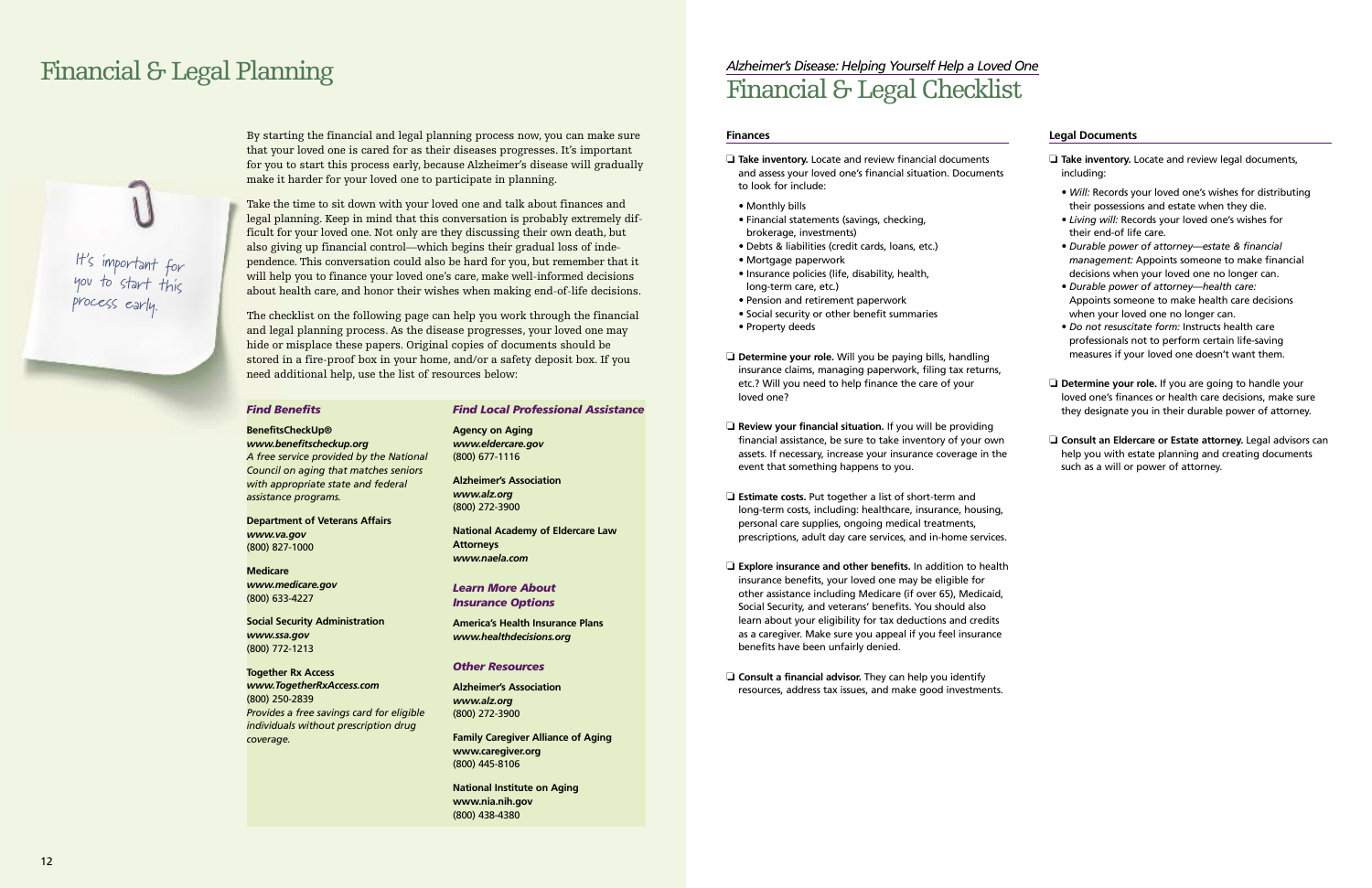# Financial & Legal Planning

By starting the financial and legal planning process now, you can make sure that your loved one is cared for as their diseases progresses. It's important for you to start this process early, because Alzheimer's disease will gradually make it harder for your loved one to participate in planning.

It's important for you to start this process early.

Take the time to sit down with your loved one and talk about finances and legal planning. Keep in mind that this conversation is probably extremely difficult for your loved one. Not only are they discussing their own death, but also giving up financial control—which begins their gradual loss of independence. This conversation could also be hard for you, but remember that it will help you to finance your loved one's care, make well-informed decisions about health care, and honor their wishes when making end-of-life decisions.

The checklist on the following page can help you work through the financial and legal planning process. As the disease progresses, your loved one may hide or misplace these papers. Original copies of documents should be stored in a fire-proof box in your home, and/or a safety deposit box. If you need additional help, use the list of resources below:

### *Find Benefits*

**BenefitsCheckUp®**
***www.benefitscheckup.org***
*A free service provided by the National Council on aging that matches seniors with appropriate state and federal assistance programs.*

**Department of Veterans Affairs**
***www.va.gov***
(800) 827-1000

**Medicare**
***www.medicare.gov***
(800) 633-4227

**Social Security Administration**
***www.ssa.gov***
(800) 772-1213

**Together Rx Access**
***www.TogetherRxAccess.com***
(800) 250-2839
*Provides a free savings card for eligible individuals without prescription drug coverage.*

### *Find Local Professional Assistance*

**Agency on Aging**
***www.eldercare.gov***
(800) 677-1116

**Alzheimer's Association**
***www.alz.org***
(800) 272-3900

**National Academy of Eldercare Law Attorneys**
***www.naela.com***

### *Learn More About Insurance Options*

**America's Health Insurance Plans**
***www.healthdecisions.org***

### *Other Resources*

**Alzheimer's Association**
***www.alz.org***
(800) 272-3900

**Family Caregiver Alliance of Aging**
**www.caregiver.org**
(800) 445-8106

**National Institute on Aging**
**www.nia.nih.gov**
(800) 438-4380

*Alzheimer's Disease: Helping Yourself Help a Loved One*

# Financial & Legal Checklist

### Finances

- ❑ **Take inventory.** Locate and review financial documents and assess your loved one's financial situation. Documents to look for include:
  - Monthly bills
  - Financial statements (savings, checking, brokerage, investments)
  - Debts & liabilities (credit cards, loans, etc.)
  - Mortgage paperwork
  - Insurance policies (life, disability, health, long-term care, etc.)
  - Pension and retirement paperwork
  - Social security or other benefit summaries
  - Property deeds
- ❑ **Determine your role.** Will you be paying bills, handling insurance claims, managing paperwork, filing tax returns, etc.? Will you need to help finance the care of your loved one?
- ❑ **Review your financial situation.** If you will be providing financial assistance, be sure to take inventory of your own assets. If necessary, increase your insurance coverage in the event that something happens to you.
- ❑ **Estimate costs.** Put together a list of short-term and long-term costs, including: healthcare, insurance, housing, personal care supplies, ongoing medical treatments, prescriptions, adult day care services, and in-home services.
- ❑ **Explore insurance and other benefits.** In addition to health insurance benefits, your loved one may be eligible for other assistance including Medicare (if over 65), Medicaid, Social Security, and veterans' benefits. You should also learn about your eligibility for tax deductions and credits as a caregiver. Make sure you appeal if you feel insurance benefits have been unfairly denied.
- ❑ **Consult a financial advisor.** They can help you identify resources, address tax issues, and make good investments.

### Legal Documents

- ❑ **Take inventory.** Locate and review legal documents, including:
  - *Will:* Records your loved one's wishes for distributing their possessions and estate when they die.
  - *Living will:* Records your loved one's wishes for their end-of life care.
  - *Durable power of attorney—estate & financial management:* Appoints someone to make financial decisions when your loved one no longer can.
  - *Durable power of attorney—health care:* Appoints someone to make health care decisions when your loved one no longer can.
  - *Do not resuscitate form:* Instructs health care professionals not to perform certain life-saving measures if your loved one doesn't want them.
- ❑ **Determine your role.** If you are going to handle your loved one's finances or health care decisions, make sure they designate you in their durable power of attorney.
- ❑ **Consult an Eldercare or Estate attorney.** Legal advisors can help you with estate planning and creating documents such as a will or power of attorney.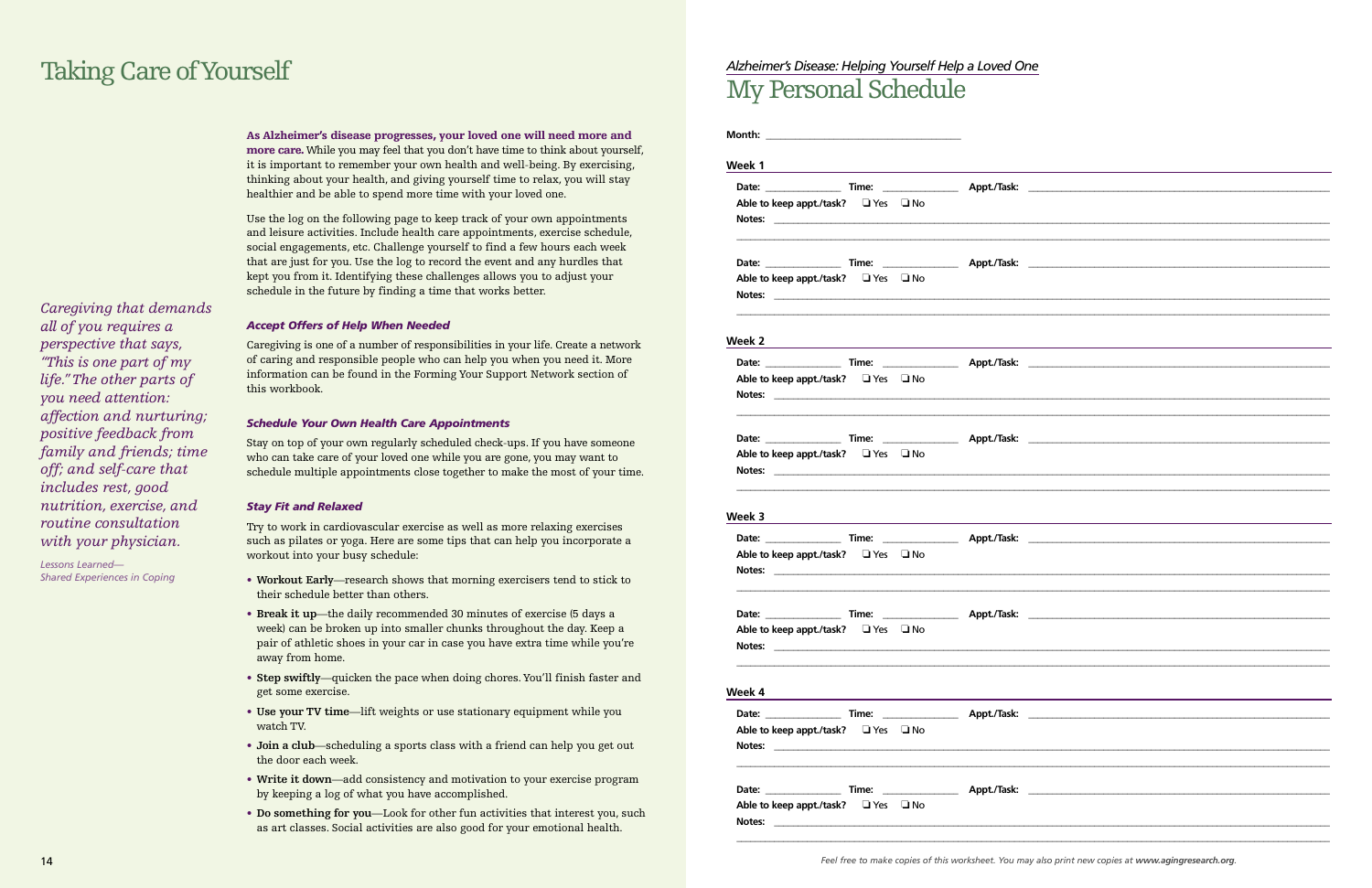# Taking Care of Yourself

*Caregiving that demands all of you requires a perspective that says, "This is one part of my life." The other parts of you need attention: affection and nurturing; positive feedback from family and friends; time off; and self-care that includes rest, good nutrition, exercise, and routine consultation with your physician.*

*Lessons Learned—Shared Experiences in Coping*

**As Alzheimer's disease progresses, your loved one will need more and more care.** While you may feel that you don't have time to think about yourself, it is important to remember your own health and well-being. By exercising, thinking about your health, and giving yourself time to relax, you will stay healthier and be able to spend more time with your loved one.

Use the log on the following page to keep track of your own appointments and leisure activities. Include health care appointments, exercise schedule, social engagements, etc. Challenge yourself to find a few hours each week that are just for you. Use the log to record the event and any hurdles that kept you from it. Identifying these challenges allows you to adjust your schedule in the future by finding a time that works better.

### *Accept Offers of Help When Needed*

Caregiving is one of a number of responsibilities in your life. Create a network of caring and responsible people who can help you when you need it. More information can be found in the Forming Your Support Network section of this workbook.

### *Schedule Your Own Health Care Appointments*

Stay on top of your own regularly scheduled check-ups. If you have someone who can take care of your loved one while you are gone, you may want to schedule multiple appointments close together to make the most of your time.

### *Stay Fit and Relaxed*

Try to work in cardiovascular exercise as well as more relaxing exercises such as pilates or yoga. Here are some tips that can help you incorporate a workout into your busy schedule:

- **Workout Early**—research shows that morning exercisers tend to stick to their schedule better than others.
- **Break it up**—the daily recommended 30 minutes of exercise (5 days a week) can be broken up into smaller chunks throughout the day. Keep a pair of athletic shoes in your car in case you have extra time while you're away from home.
- **Step swiftly**—quicken the pace when doing chores. You'll finish faster and get some exercise.
- **Use your TV time**—lift weights or use stationary equipment while you watch TV.
- **Join a club**—scheduling a sports class with a friend can help you get out the door each week.
- **Write it down**—add consistency and motivation to your exercise program by keeping a log of what you have accomplished.
- **Do something for you**—Look for other fun activities that interest you, such as art classes. Social activities are also good for your emotional health.

*Alzheimer's Disease: Helping Yourself Help a Loved One*

# My Personal Schedule

**Month:** ______________________

**Week 1**

**Date:** __________ **Time:** __________ **Appt./Task:** ______________________
**Able to keep appt./task?** ❑ Yes ❑ No
**Notes:** ______________________

**Date:** __________ **Time:** __________ **Appt./Task:** ______________________
**Able to keep appt./task?** ❑ Yes ❑ No
**Notes:** ______________________

**Week 2**

**Date:** __________ **Time:** __________ **Appt./Task:** ______________________
**Able to keep appt./task?** ❑ Yes ❑ No
**Notes:** ______________________

**Date:** __________ **Time:** __________ **Appt./Task:** ______________________
**Able to keep appt./task?** ❑ Yes ❑ No
**Notes:** ______________________

**Week 3**

**Date:** __________ **Time:** __________ **Appt./Task:** ______________________
**Able to keep appt./task?** ❑ Yes ❑ No
**Notes:** ______________________

**Date:** __________ **Time:** __________ **Appt./Task:** ______________________
**Able to keep appt./task?** ❑ Yes ❑ No
**Notes:** ______________________

**Week 4**

**Date:** __________ **Time:** __________ **Appt./Task:** ______________________
**Able to keep appt./task?** ❑ Yes ❑ No
**Notes:** ______________________

**Date:** __________ **Time:** __________ **Appt./Task:** ______________________
**Able to keep appt./task?** ❑ Yes ❑ No
**Notes:** ______________________

*Feel free to make copies of this worksheet. You may also print new copies at **www.agingresearch.org**.*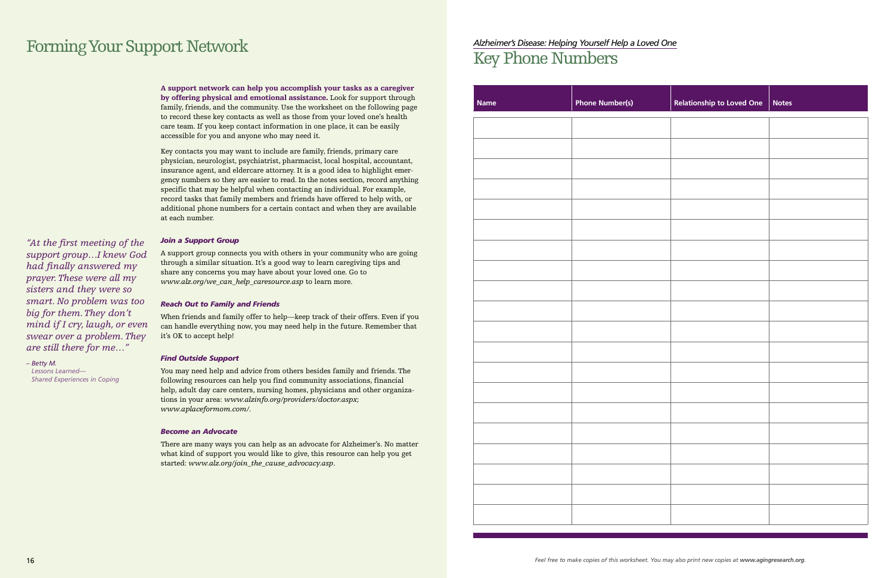# Forming Your Support Network

**A support network can help you accomplish your tasks as a caregiver by offering physical and emotional assistance.** Look for support through family, friends, and the community. Use the worksheet on the following page to record these key contacts as well as those from your loved one's health care team. If you keep contact information in one place, it can be easily accessible for you and anyone who may need it.

Key contacts you may want to include are family, friends, primary care physician, neurologist, psychiatrist, pharmacist, local hospital, accountant, insurance agent, and eldercare attorney. It is a good idea to highlight emergency numbers so they are easier to read. In the notes section, record anything specific that may be helpful when contacting an individual. For example, record tasks that family members and friends have offered to help with, or additional phone numbers for a certain contact and when they are available at each number.

*"At the first meeting of the support group…I knew God had finally answered my prayer. These were all my sisters and they were so smart. No problem was too big for them. They don't mind if I cry, laugh, or even swear over a problem. They are still there for me…"*

*– Betty M.*
*Lessons Learned—*
*Shared Experiences in Coping*

### *Join a Support Group*

A support group connects you with others in your community who are going through a similar situation. It's a good way to learn caregiving tips and share any concerns you may have about your loved one. Go to *www.alz.org/we_can_help_caresource.asp* to learn more.

### *Reach Out to Family and Friends*

When friends and family offer to help—keep track of their offers. Even if you can handle everything now, you may need help in the future. Remember that it's OK to accept help!

### *Find Outside Support*

You may need help and advice from others besides family and friends. The following resources can help you find community associations, financial help, adult day care centers, nursing homes, physicians and other organizations in your area: *www.alzinfo.org/providers/doctor.aspx*; *www.aplaceformom.com/*.

### *Become an Advocate*

There are many ways you can help as an advocate for Alzheimer's. No matter what kind of support you would like to give, this resource can help you get started: *www.alz.org/join_the_cause_advocacy.asp*.

*Alzheimer's Disease: Helping Yourself Help a Loved One*

# Key Phone Numbers

| Name | Phone Number(s) | Relationship to Loved One | Notes |
|---|---|---|---|
| | | | |
| | | | |
| | | | |
| | | | |
| | | | |
| | | | |
| | | | |
| | | | |
| | | | |
| | | | |
| | | | |
| | | | |
| | | | |
| | | | |
| | | | |
| | | | |
| | | | |
| | | | |
| | | | |
| | | | |

*Feel free to make copies of this worksheet. You may also print new copies at **www.agingresearch.org**.*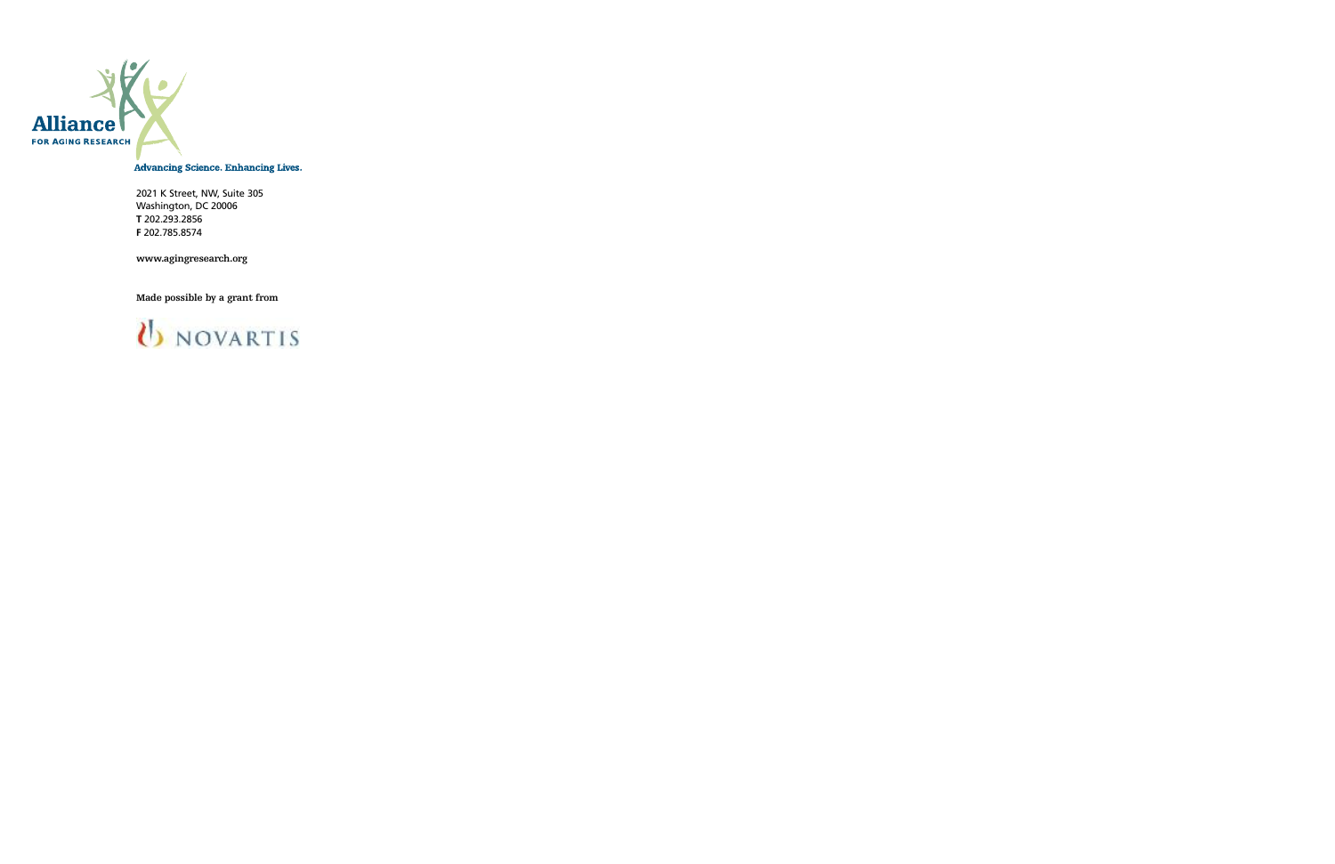**Alliance**
FOR AGING RESEARCH

Advancing Science. Enhancing Lives.

2021 K Street, NW, Suite 305
Washington, DC 20006
**T** 202.293.2856
**F** 202.785.8574

www.agingresearch.org

Made possible by a grant from

NOVARTIS